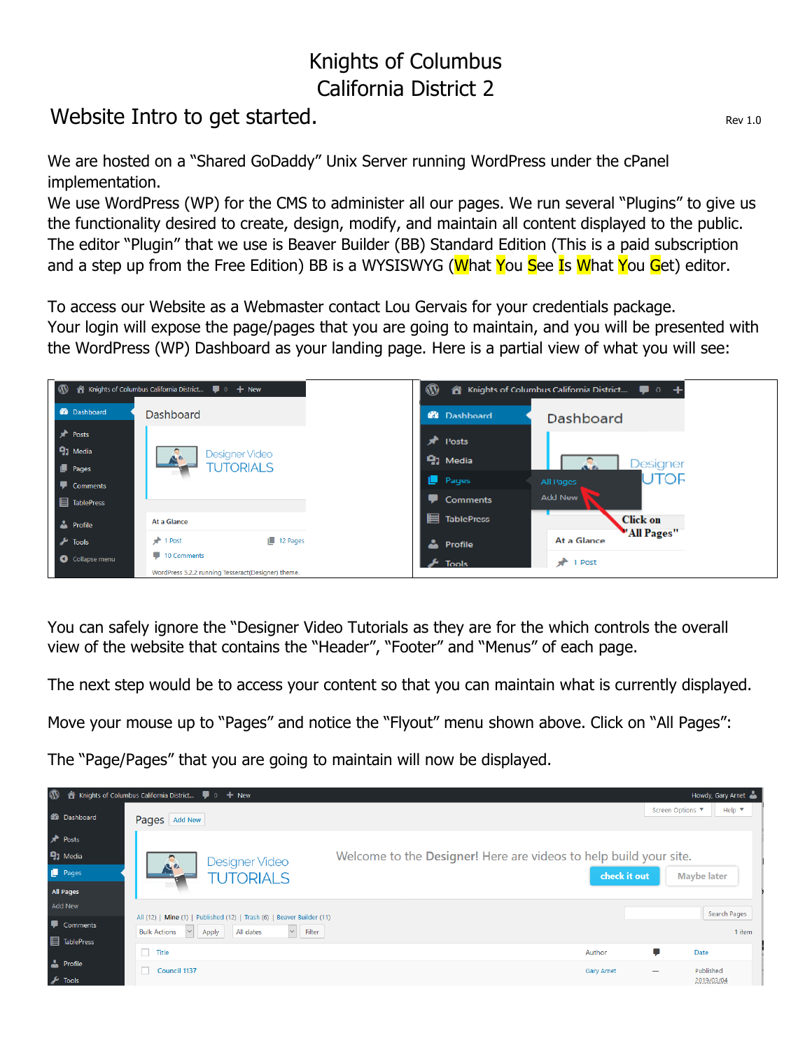# Knights of Columbus
# California District 2

## Website Intro to get started.

Rev 1.0

We are hosted on a "Shared GoDaddy" Unix Server running WordPress under the cPanel implementation.
We use WordPress (WP) for the CMS to administer all our pages. We run several "Plugins" to give us the functionality desired to create, design, modify, and maintain all content displayed to the public. The editor "Plugin" that we use is Beaver Builder (BB) Standard Edition (This is a paid subscription and a step up from the Free Edition) BB is a WYSISWYG (What You See Is What You Get) editor.

To access our Website as a Webmaster contact Lou Gervais for your credentials package.
Your login will expose the page/pages that you are going to maintain, and you will be presented with the WordPress (WP) Dashboard as your landing page. Here is a partial view of what you will see:

You can safely ignore the "Designer Video Tutorials as they are for the which controls the overall view of the website that contains the "Header", "Footer" and "Menus" of each page.

The next step would be to access your content so that you can maintain what is currently displayed.

Move your mouse up to "Pages" and notice the "Flyout" menu shown above. Click on "All Pages":

The "Page/Pages" that you are going to maintain will now be displayed.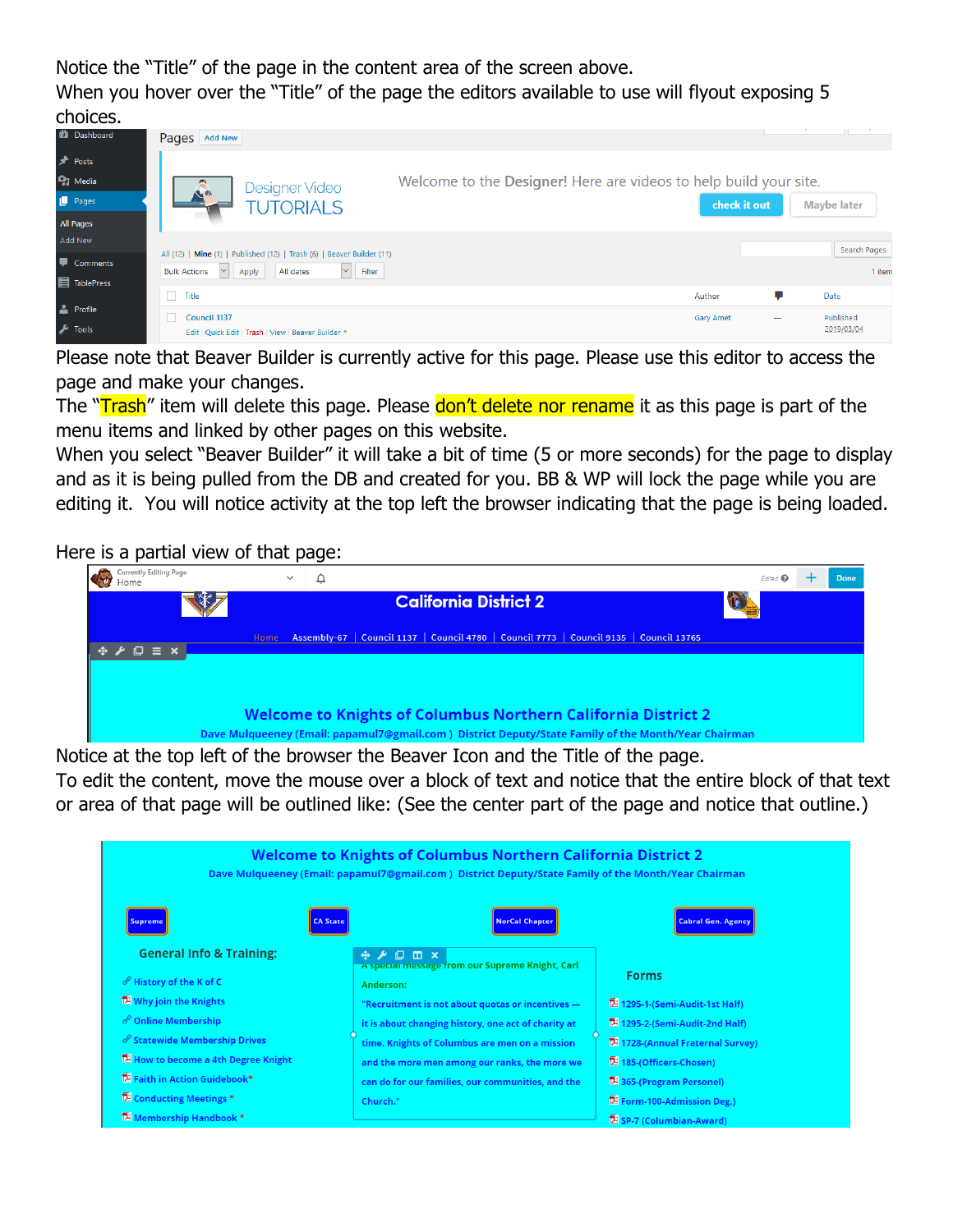Notice the "Title" of the page in the content area of the screen above.
When you hover over the "Title" of the page the editors available to use will flyout exposing 5 choices.

Please note that Beaver Builder is currently active for this page. Please use this editor to access the page and make your changes.
The "Trash" item will delete this page. Please don't delete nor rename it as this page is part of the menu items and linked by other pages on this website.
When you select "Beaver Builder" it will take a bit of time (5 or more seconds) for the page to display and as it is being pulled from the DB and created for you. BB & WP will lock the page while you are editing it. You will notice activity at the top left the browser indicating that the page is being loaded.

Here is a partial view of that page:

Notice at the top left of the browser the Beaver Icon and the Title of the page.
To edit the content, move the mouse over a block of text and notice that the entire block of that text or area of that page will be outlined like: (See the center part of the page and notice that outline.)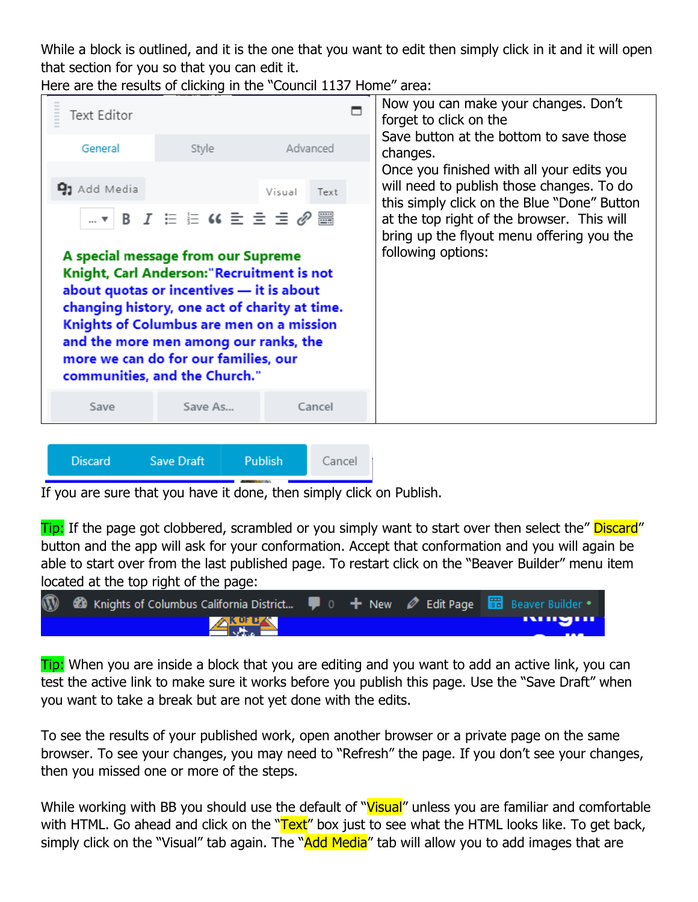While a block is outlined, and it is the one that you want to edit then simply click in it and it will open that section for you so that you can edit it.

Here are the results of clicking in the "Council 1137 Home" area:

| | Now you can make your changes. Don't forget to click on the Save button at the bottom to save those changes. Once you finished with all your edits you will need to publish those changes. To do this simply click on the Blue "Done" Button at the top right of the browser. This will bring up the flyout menu offering you the following options: |
|---|---|

If you are sure that you have it done, then simply click on Publish.

Tip: If the page got clobbered, scrambled or you simply want to start over then select the" Discard" button and the app will ask for your conformation. Accept that conformation and you will again be able to start over from the last published page. To restart click on the "Beaver Builder" menu item located at the top right of the page:

Tip: When you are inside a block that you are editing and you want to add an active link, you can test the active link to make sure it works before you publish this page. Use the "Save Draft" when you want to take a break but are not yet done with the edits.

To see the results of your published work, open another browser or a private page on the same browser. To see your changes, you may need to "Refresh" the page. If you don't see your changes, then you missed one or more of the steps.

While working with BB you should use the default of "Visual" unless you are familiar and comfortable with HTML. Go ahead and click on the "Text" box just to see what the HTML looks like. To get back, simply click on the "Visual" tab again. The "Add Media" tab will allow you to add images that are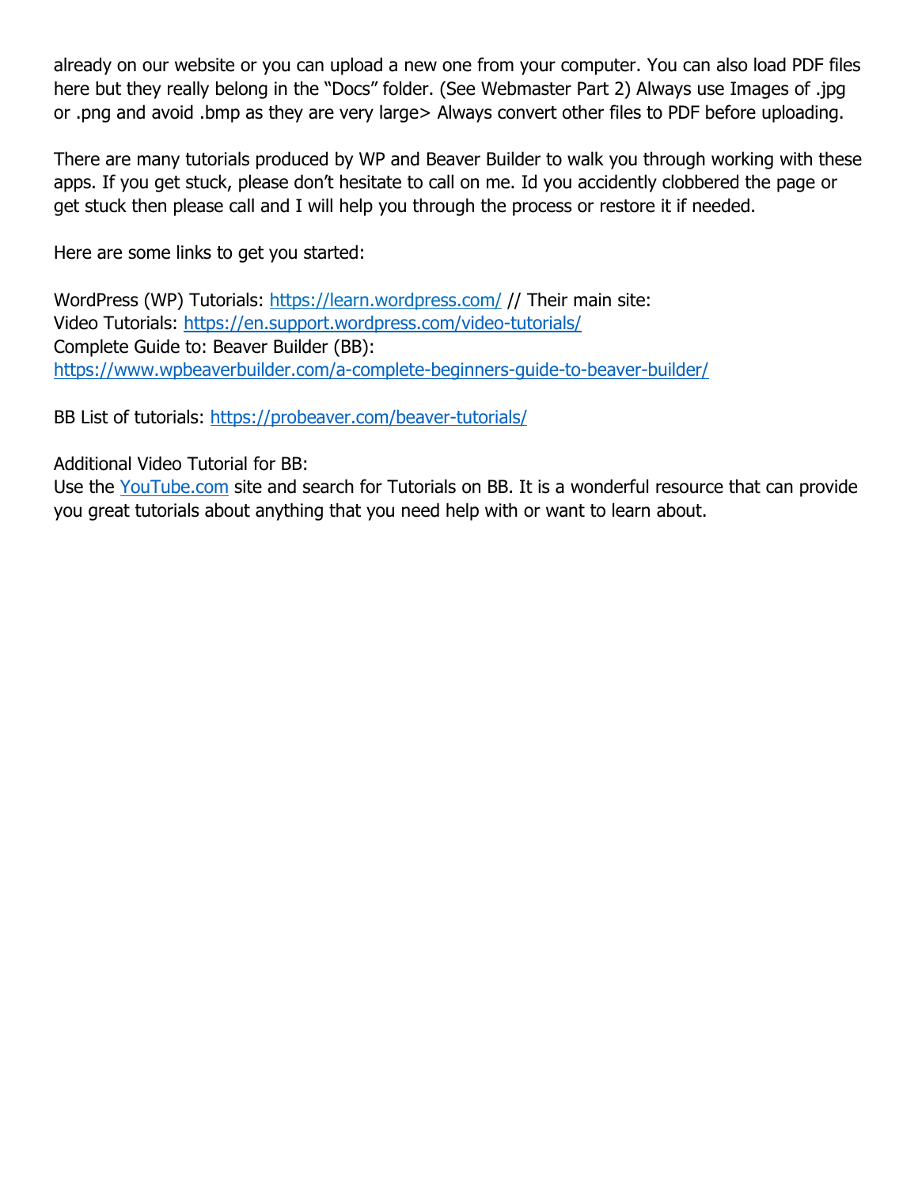already on our website or you can upload a new one from your computer. You can also load PDF files here but they really belong in the "Docs" folder. (See Webmaster Part 2) Always use Images of .jpg or .png and avoid .bmp as they are very large> Always convert other files to PDF before uploading.

There are many tutorials produced by WP and Beaver Builder to walk you through working with these apps. If you get stuck, please don't hesitate to call on me. Id you accidently clobbered the page or get stuck then please call and I will help you through the process or restore it if needed.

Here are some links to get you started:

WordPress (WP) Tutorials: https://learn.wordpress.com/ // Their main site:
Video Tutorials: https://en.support.wordpress.com/video-tutorials/
Complete Guide to: Beaver Builder (BB):
https://www.wpbeaverbuilder.com/a-complete-beginners-guide-to-beaver-builder/

BB List of tutorials: https://probeaver.com/beaver-tutorials/

Additional Video Tutorial for BB:
Use the YouTube.com site and search for Tutorials on BB. It is a wonderful resource that can provide you great tutorials about anything that you need help with or want to learn about.